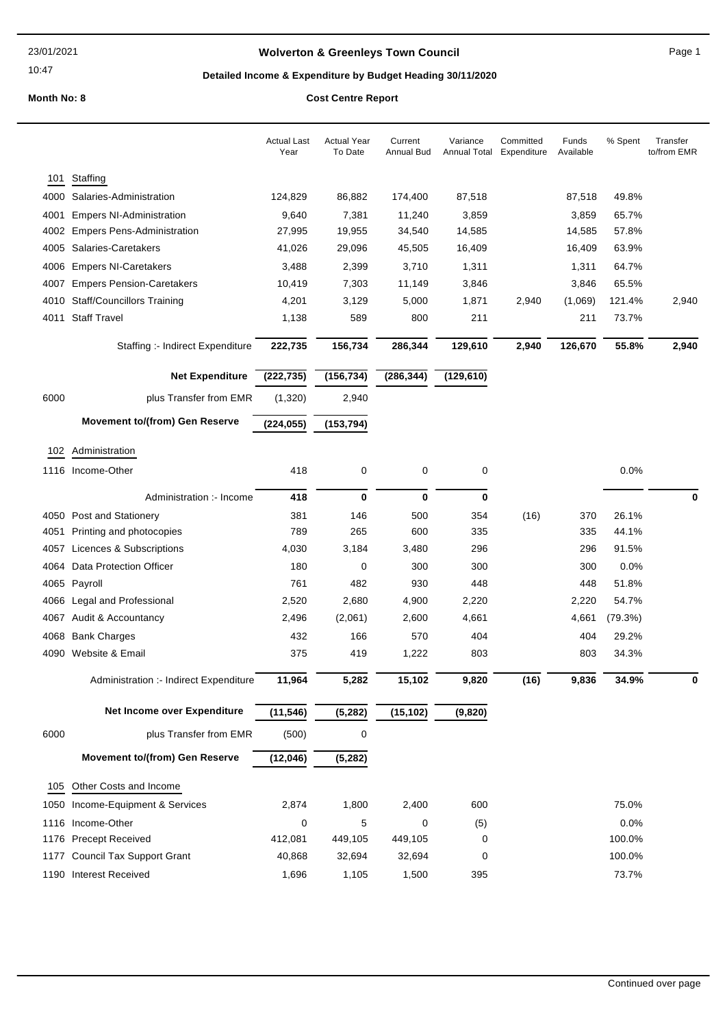# Wolverton & Greenleys Town Council

## Detailed Income & Expenditure by Budget Heading 30/11/2020

**Month No: 8** **Cost Centre Report**

| | | Actual Last Year | Actual Year To Date | Current Annual Bud | Variance Annual Total | Committed Expenditure | Funds Available | % Spent | Transfer to/from EMR |
|---|---|---|---|---|---|---|---|---|---|
| **101** | **Staffing** | | | | | | | | |
| 4000 | Salaries-Administration | 124,829 | 86,882 | 174,400 | 87,518 | | 87,518 | 49.8% | |
| 4001 | Empers NI-Administration | 9,640 | 7,381 | 11,240 | 3,859 | | 3,859 | 65.7% | |
| 4002 | Empers Pens-Administration | 27,995 | 19,955 | 34,540 | 14,585 | | 14,585 | 57.8% | |
| 4005 | Salaries-Caretakers | 41,026 | 29,096 | 45,505 | 16,409 | | 16,409 | 63.9% | |
| 4006 | Empers NI-Caretakers | 3,488 | 2,399 | 3,710 | 1,311 | | 1,311 | 64.7% | |
| 4007 | Empers Pension-Caretakers | 10,419 | 7,303 | 11,149 | 3,846 | | 3,846 | 65.5% | |
| 4010 | Staff/Councillors Training | 4,201 | 3,129 | 5,000 | 1,871 | 2,940 | (1,069) | 121.4% | 2,940 |
| 4011 | Staff Travel | 1,138 | 589 | 800 | 211 | | 211 | 73.7% | |
| | Staffing :- Indirect Expenditure | **222,735** | **156,734** | **286,344** | **129,610** | **2,940** | **126,670** | **55.8%** | **2,940** |
| | **Net Expenditure** | **(222,735)** | **(156,734)** | **(286,344)** | **(129,610)** | | | | |
| 6000 | plus Transfer from EMR | (1,320) | 2,940 | | | | | | |
| | **Movement to/(from) Gen Reserve** | **(224,055)** | **(153,794)** | | | | | | |
| **102** | **Administration** | | | | | | | | |
| 1116 | Income-Other | 418 | 0 | 0 | 0 | | | 0.0% | |
| | Administration :- Income | **418** | **0** | **0** | **0** | | | | **0** |
| 4050 | Post and Stationery | 381 | 146 | 500 | 354 | (16) | 370 | 26.1% | |
| 4051 | Printing and photocopies | 789 | 265 | 600 | 335 | | 335 | 44.1% | |
| 4057 | Licences & Subscriptions | 4,030 | 3,184 | 3,480 | 296 | | 296 | 91.5% | |
| 4064 | Data Protection Officer | 180 | 0 | 300 | 300 | | 300 | 0.0% | |
| 4065 | Payroll | 761 | 482 | 930 | 448 | | 448 | 51.8% | |
| 4066 | Legal and Professional | 2,520 | 2,680 | 4,900 | 2,220 | | 2,220 | 54.7% | |
| 4067 | Audit & Accountancy | 2,496 | (2,061) | 2,600 | 4,661 | | 4,661 | (79.3%) | |
| 4068 | Bank Charges | 432 | 166 | 570 | 404 | | 404 | 29.2% | |
| 4090 | Website & Email | 375 | 419 | 1,222 | 803 | | 803 | 34.3% | |
| | Administration :- Indirect Expenditure | **11,964** | **5,282** | **15,102** | **9,820** | **(16)** | **9,836** | **34.9%** | **0** |
| | **Net Income over Expenditure** | **(11,546)** | **(5,282)** | **(15,102)** | **(9,820)** | | | | |
| 6000 | plus Transfer from EMR | (500) | 0 | | | | | | |
| | **Movement to/(from) Gen Reserve** | **(12,046)** | **(5,282)** | | | | | | |
| **105** | **Other Costs and Income** | | | | | | | | |
| 1050 | Income-Equipment & Services | 2,874 | 1,800 | 2,400 | 600 | | | 75.0% | |
| 1116 | Income-Other | 0 | 5 | 0 | (5) | | | 0.0% | |
| 1176 | Precept Received | 412,081 | 449,105 | 449,105 | 0 | | | 100.0% | |
| 1177 | Council Tax Support Grant | 40,868 | 32,694 | 32,694 | 0 | | | 100.0% | |
| 1190 | Interest Received | 1,696 | 1,105 | 1,500 | 395 | | | 73.7% | |

Continued over page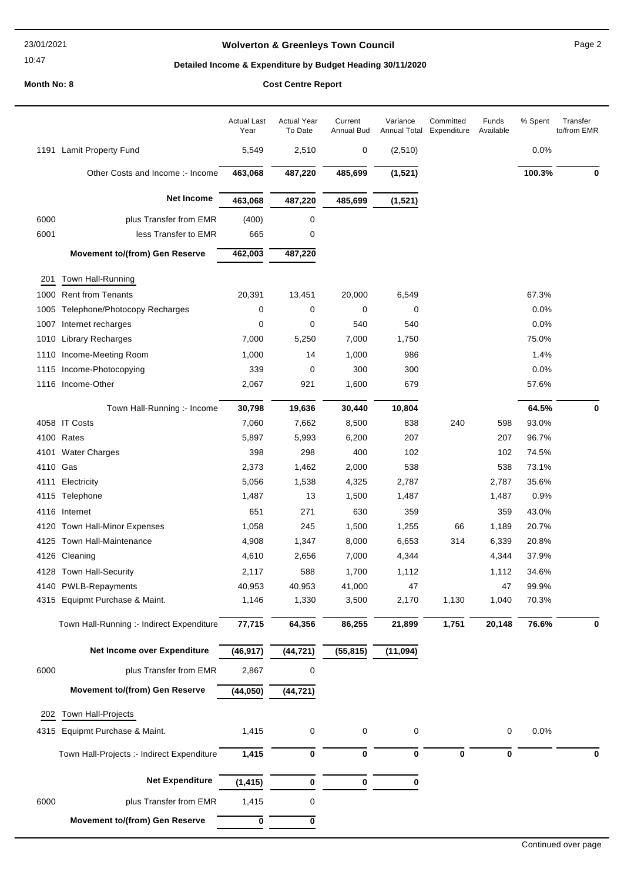**Wolverton & Greenleys Town Council**

**Detailed Income & Expenditure by Budget Heading 30/11/2020**

**Month No: 8** | **Cost Centre Report**

| | | Actual Last Year | Actual Year To Date | Current Annual Bud | Variance Annual Total | Committed Expenditure | Funds Available | % Spent | Transfer to/from EMR |
|---|---|---|---|---|---|---|---|---|---|
| 1191 | Lamit Property Fund | 5,549 | 2,510 | 0 | (2,510) | | | 0.0% | |
| | Other Costs and Income :- Income | **463,068** | **487,220** | **485,699** | **(1,521)** | | | **100.3%** | **0** |
| | **Net Income** | **463,068** | **487,220** | **485,699** | **(1,521)** | | | | |
| 6000 | plus Transfer from EMR | (400) | 0 | | | | | | |
| 6001 | less Transfer to EMR | 665 | 0 | | | | | | |
| | **Movement to/(from) Gen Reserve** | **462,003** | **487,220** | | | | | | |
| 201 | Town Hall-Running | | | | | | | | |
| 1000 | Rent from Tenants | 20,391 | 13,451 | 20,000 | 6,549 | | | 67.3% | |
| 1005 | Telephone/Photocopy Recharges | 0 | 0 | 0 | 0 | | | 0.0% | |
| 1007 | Internet recharges | 0 | 0 | 540 | 540 | | | 0.0% | |
| 1010 | Library Recharges | 7,000 | 5,250 | 7,000 | 1,750 | | | 75.0% | |
| 1110 | Income-Meeting Room | 1,000 | 14 | 1,000 | 986 | | | 1.4% | |
| 1115 | Income-Photocopying | 339 | 0 | 300 | 300 | | | 0.0% | |
| 1116 | Income-Other | 2,067 | 921 | 1,600 | 679 | | | 57.6% | |
| | Town Hall-Running :- Income | **30,798** | **19,636** | **30,440** | **10,804** | | | **64.5%** | **0** |
| 4058 | IT Costs | 7,060 | 7,662 | 8,500 | 838 | 240 | 598 | 93.0% | |
| 4100 | Rates | 5,897 | 5,993 | 6,200 | 207 | | 207 | 96.7% | |
| 4101 | Water Charges | 398 | 298 | 400 | 102 | | 102 | 74.5% | |
| 4110 | Gas | 2,373 | 1,462 | 2,000 | 538 | | 538 | 73.1% | |
| 4111 | Electricity | 5,056 | 1,538 | 4,325 | 2,787 | | 2,787 | 35.6% | |
| 4115 | Telephone | 1,487 | 13 | 1,500 | 1,487 | | 1,487 | 0.9% | |
| 4116 | Internet | 651 | 271 | 630 | 359 | | 359 | 43.0% | |
| 4120 | Town Hall-Minor Expenses | 1,058 | 245 | 1,500 | 1,255 | 66 | 1,189 | 20.7% | |
| 4125 | Town Hall-Maintenance | 4,908 | 1,347 | 8,000 | 6,653 | 314 | 6,339 | 20.8% | |
| 4126 | Cleaning | 4,610 | 2,656 | 7,000 | 4,344 | | 4,344 | 37.9% | |
| 4128 | Town Hall-Security | 2,117 | 588 | 1,700 | 1,112 | | 1,112 | 34.6% | |
| 4140 | PWLB-Repayments | 40,953 | 40,953 | 41,000 | 47 | | 47 | 99.9% | |
| 4315 | Equipmt Purchase & Maint. | 1,146 | 1,330 | 3,500 | 2,170 | 1,130 | 1,040 | 70.3% | |
| | Town Hall-Running :- Indirect Expenditure | **77,715** | **64,356** | **86,255** | **21,899** | **1,751** | **20,148** | **76.6%** | **0** |
| | **Net Income over Expenditure** | **(46,917)** | **(44,721)** | **(55,815)** | **(11,094)** | | | | |
| 6000 | plus Transfer from EMR | 2,867 | 0 | | | | | | |
| | **Movement to/(from) Gen Reserve** | **(44,050)** | **(44,721)** | | | | | | |
| 202 | Town Hall-Projects | | | | | | | | |
| 4315 | Equipmt Purchase & Maint. | 1,415 | 0 | 0 | 0 | | 0 | 0.0% | |
| | Town Hall-Projects :- Indirect Expenditure | **1,415** | **0** | **0** | **0** | **0** | **0** | | **0** |
| | **Net Expenditure** | **(1,415)** | **0** | **0** | **0** | | | | |
| 6000 | plus Transfer from EMR | 1,415 | 0 | | | | | | |
| | **Movement to/(from) Gen Reserve** | **0** | **0** | | | | | | |

Continued over page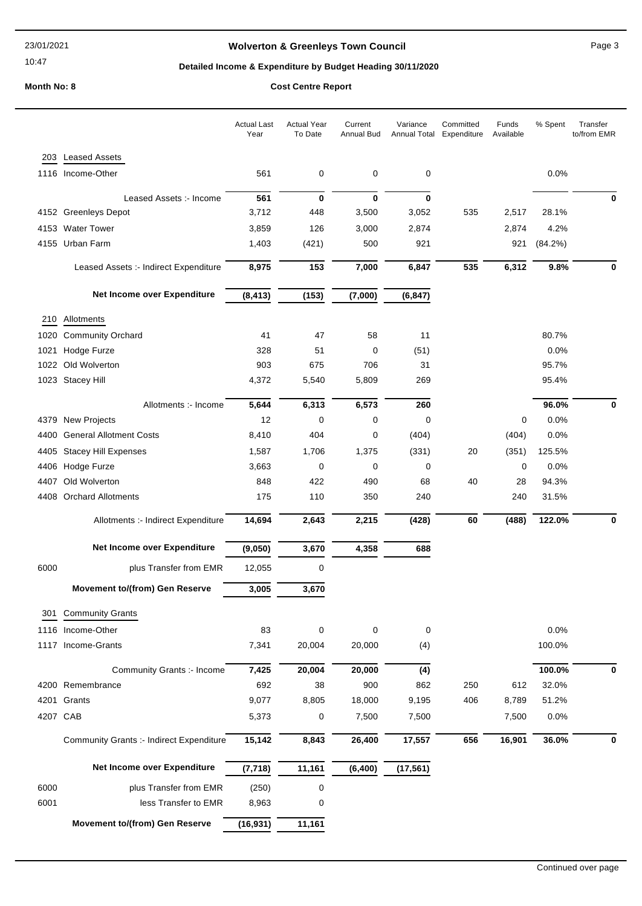## Wolverton & Greenleys Town Council

### Detailed Income & Expenditure by Budget Heading 30/11/2020

**Month No: 8** — **Cost Centre Report**

| | | Actual Last Year | Actual Year To Date | Current Annual Bud | Variance Annual Total | Committed Expenditure | Funds Available | % Spent | Transfer to/from EMR |
|---|---|---|---|---|---|---|---|---|---|
| **203** | **Leased Assets** | | | | | | | | |
| 1116 | Income-Other | 561 | 0 | 0 | 0 | | | 0.0% | |
| | Leased Assets :- Income | **561** | **0** | **0** | **0** | | | | **0** |
| 4152 | Greenleys Depot | 3,712 | 448 | 3,500 | 3,052 | 535 | 2,517 | 28.1% | |
| 4153 | Water Tower | 3,859 | 126 | 3,000 | 2,874 | | 2,874 | 4.2% | |
| 4155 | Urban Farm | 1,403 | (421) | 500 | 921 | | 921 | (84.2%) | |
| | Leased Assets :- Indirect Expenditure | **8,975** | **153** | **7,000** | **6,847** | **535** | **6,312** | **9.8%** | **0** |
| | **Net Income over Expenditure** | **(8,413)** | **(153)** | **(7,000)** | **(6,847)** | | | | |
| **210** | **Allotments** | | | | | | | | |
| 1020 | Community Orchard | 41 | 47 | 58 | 11 | | | 80.7% | |
| 1021 | Hodge Furze | 328 | 51 | 0 | (51) | | | 0.0% | |
| 1022 | Old Wolverton | 903 | 675 | 706 | 31 | | | 95.7% | |
| 1023 | Stacey Hill | 4,372 | 5,540 | 5,809 | 269 | | | 95.4% | |
| | Allotments :- Income | **5,644** | **6,313** | **6,573** | **260** | | | **96.0%** | **0** |
| 4379 | New Projects | 12 | 0 | 0 | 0 | | 0 | 0.0% | |
| 4400 | General Allotment Costs | 8,410 | 404 | 0 | (404) | | (404) | 0.0% | |
| 4405 | Stacey Hill Expenses | 1,587 | 1,706 | 1,375 | (331) | 20 | (351) | 125.5% | |
| 4406 | Hodge Furze | 3,663 | 0 | 0 | 0 | | 0 | 0.0% | |
| 4407 | Old Wolverton | 848 | 422 | 490 | 68 | 40 | 28 | 94.3% | |
| 4408 | Orchard Allotments | 175 | 110 | 350 | 240 | | 240 | 31.5% | |
| | Allotments :- Indirect Expenditure | **14,694** | **2,643** | **2,215** | **(428)** | **60** | **(488)** | **122.0%** | **0** |
| | **Net Income over Expenditure** | **(9,050)** | **3,670** | **4,358** | **688** | | | | |
| 6000 | plus Transfer from EMR | 12,055 | 0 | | | | | | |
| | **Movement to/(from) Gen Reserve** | **3,005** | **3,670** | | | | | | |
| **301** | **Community Grants** | | | | | | | | |
| 1116 | Income-Other | 83 | 0 | 0 | 0 | | | 0.0% | |
| 1117 | Income-Grants | 7,341 | 20,004 | 20,000 | (4) | | | 100.0% | |
| | Community Grants :- Income | **7,425** | **20,004** | **20,000** | **(4)** | | | **100.0%** | **0** |
| 4200 | Remembrance | 692 | 38 | 900 | 862 | 250 | 612 | 32.0% | |
| 4201 | Grants | 9,077 | 8,805 | 18,000 | 9,195 | 406 | 8,789 | 51.2% | |
| 4207 | CAB | 5,373 | 0 | 7,500 | 7,500 | | 7,500 | 0.0% | |
| | Community Grants :- Indirect Expenditure | **15,142** | **8,843** | **26,400** | **17,557** | **656** | **16,901** | **36.0%** | **0** |
| | **Net Income over Expenditure** | **(7,718)** | **11,161** | **(6,400)** | **(17,561)** | | | | |
| 6000 | plus Transfer from EMR | (250) | 0 | | | | | | |
| 6001 | less Transfer to EMR | 8,963 | 0 | | | | | | |
| | **Movement to/(from) Gen Reserve** | **(16,931)** | **11,161** | | | | | | |

Continued over page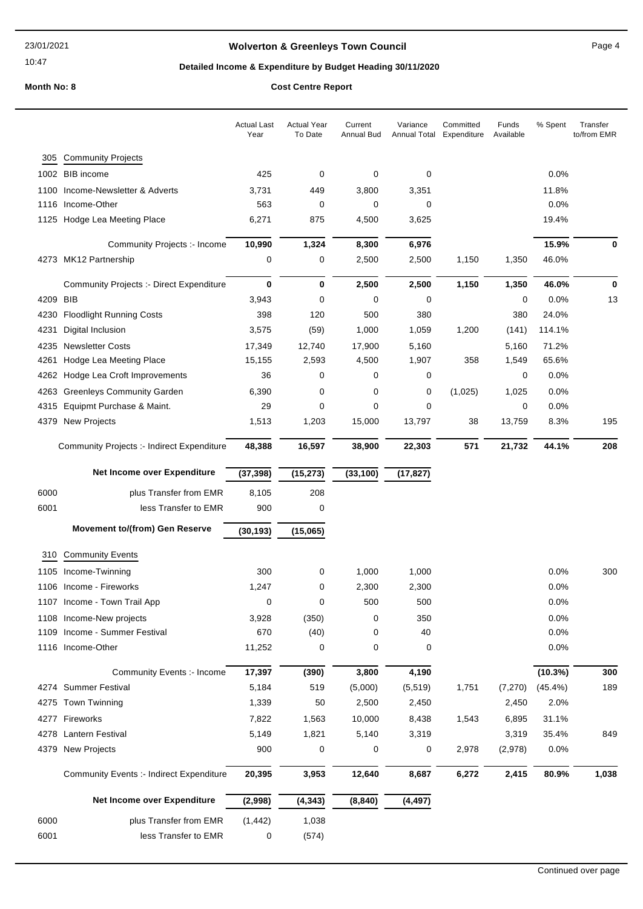**Wolverton & Greenleys Town Council**

**Detailed Income & Expenditure by Budget Heading 30/11/2020**

**Month No: 8** **Cost Centre Report**

| | | Actual Last Year | Actual Year To Date | Current Annual Bud | Variance Annual Total | Committed Expenditure | Funds Available | % Spent | Transfer to/from EMR |
|---|---|---|---|---|---|---|---|---|---|
| 305 | Community Projects | | | | | | | | |
| 1002 | BIB income | 425 | 0 | 0 | 0 | | | 0.0% | |
| 1100 | Income-Newsletter & Adverts | 3,731 | 449 | 3,800 | 3,351 | | | 11.8% | |
| 1116 | Income-Other | 563 | 0 | 0 | 0 | | | 0.0% | |
| 1125 | Hodge Lea Meeting Place | 6,271 | 875 | 4,500 | 3,625 | | | 19.4% | |
| | Community Projects :- Income | **10,990** | **1,324** | **8,300** | **6,976** | | | **15.9%** | **0** |
| 4273 | MK12 Partnership | 0 | 0 | 2,500 | 2,500 | 1,150 | 1,350 | 46.0% | |
| | Community Projects :- Direct Expenditure | **0** | **0** | **2,500** | **2,500** | **1,150** | **1,350** | **46.0%** | **0** |
| 4209 | BIB | 3,943 | 0 | 0 | 0 | | 0 | 0.0% | 13 |
| 4230 | Floodlight Running Costs | 398 | 120 | 500 | 380 | | 380 | 24.0% | |
| 4231 | Digital Inclusion | 3,575 | (59) | 1,000 | 1,059 | 1,200 | (141) | 114.1% | |
| 4235 | Newsletter Costs | 17,349 | 12,740 | 17,900 | 5,160 | | 5,160 | 71.2% | |
| 4261 | Hodge Lea Meeting Place | 15,155 | 2,593 | 4,500 | 1,907 | 358 | 1,549 | 65.6% | |
| 4262 | Hodge Lea Croft Improvements | 36 | 0 | 0 | 0 | | 0 | 0.0% | |
| 4263 | Greenleys Community Garden | 6,390 | 0 | 0 | 0 | (1,025) | 1,025 | 0.0% | |
| 4315 | Equipmt Purchase & Maint. | 29 | 0 | 0 | 0 | | 0 | 0.0% | |
| 4379 | New Projects | 1,513 | 1,203 | 15,000 | 13,797 | 38 | 13,759 | 8.3% | 195 |
| | Community Projects :- Indirect Expenditure | **48,388** | **16,597** | **38,900** | **22,303** | **571** | **21,732** | **44.1%** | **208** |
| | **Net Income over Expenditure** | **(37,398)** | **(15,273)** | **(33,100)** | **(17,827)** | | | | |
| 6000 | plus Transfer from EMR | 8,105 | 208 | | | | | | |
| 6001 | less Transfer to EMR | 900 | 0 | | | | | | |
| | **Movement to/(from) Gen Reserve** | **(30,193)** | **(15,065)** | | | | | | |
| 310 | Community Events | | | | | | | | |
| 1105 | Income-Twinning | 300 | 0 | 1,000 | 1,000 | | | 0.0% | 300 |
| 1106 | Income - Fireworks | 1,247 | 0 | 2,300 | 2,300 | | | 0.0% | |
| 1107 | Income - Town Trail App | 0 | 0 | 500 | 500 | | | 0.0% | |
| 1108 | Income-New projects | 3,928 | (350) | 0 | 350 | | | 0.0% | |
| 1109 | Income - Summer Festival | 670 | (40) | 0 | 40 | | | 0.0% | |
| 1116 | Income-Other | 11,252 | 0 | 0 | 0 | | | 0.0% | |
| | Community Events :- Income | **17,397** | **(390)** | **3,800** | **4,190** | | | **(10.3%)** | **300** |
| 4274 | Summer Festival | 5,184 | 519 | (5,000) | (5,519) | 1,751 | (7,270) | (45.4%) | 189 |
| 4275 | Town Twinning | 1,339 | 50 | 2,500 | 2,450 | | 2,450 | 2.0% | |
| 4277 | Fireworks | 7,822 | 1,563 | 10,000 | 8,438 | 1,543 | 6,895 | 31.1% | |
| 4278 | Lantern Festival | 5,149 | 1,821 | 5,140 | 3,319 | | 3,319 | 35.4% | 849 |
| 4379 | New Projects | 900 | 0 | 0 | 0 | 2,978 | (2,978) | 0.0% | |
| | Community Events :- Indirect Expenditure | **20,395** | **3,953** | **12,640** | **8,687** | **6,272** | **2,415** | **80.9%** | **1,038** |
| | **Net Income over Expenditure** | **(2,998)** | **(4,343)** | **(8,840)** | **(4,497)** | | | | |
| 6000 | plus Transfer from EMR | (1,442) | 1,038 | | | | | | |
| 6001 | less Transfer to EMR | 0 | (574) | | | | | | |

Continued over page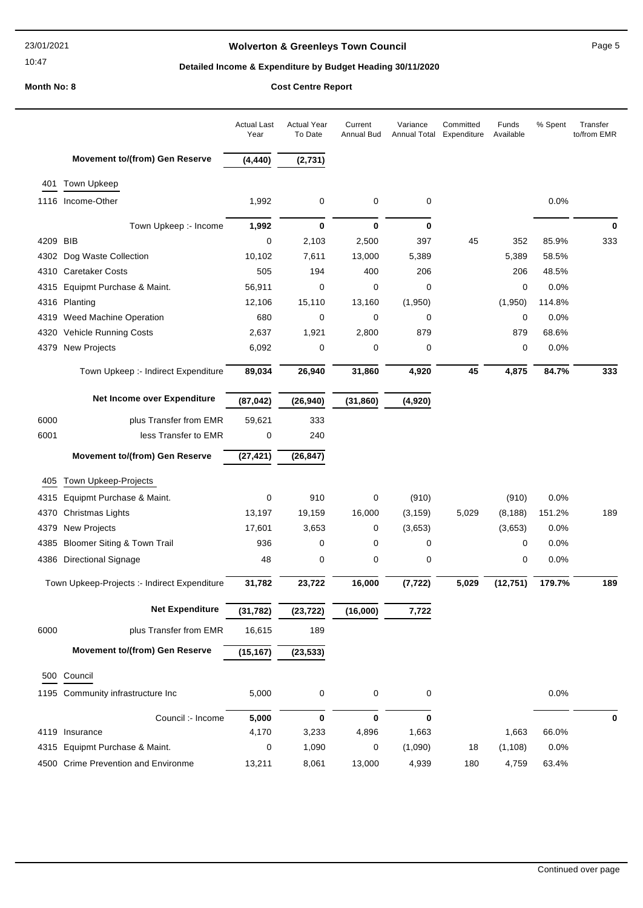# Wolverton & Greenleys Town Council

## Detailed Income & Expenditure by Budget Heading 30/11/2020

**Month No: 8** **Cost Centre Report**

| | | Actual Last Year | Actual Year To Date | Current Annual Bud | Variance Annual Total | Committed Expenditure | Funds Available | % Spent | Transfer to/from EMR |
|---|---|---|---|---|---|---|---|---|---|
| | **Movement to/(from) Gen Reserve** | **(4,440)** | **(2,731)** | | | | | | |
| **401** | **Town Upkeep** | | | | | | | | |
| 1116 | Income-Other | 1,992 | 0 | 0 | 0 | | | 0.0% | |
| | Town Upkeep :- Income | **1,992** | **0** | **0** | **0** | | | | **0** |
| 4209 | BIB | 0 | 2,103 | 2,500 | 397 | 45 | 352 | 85.9% | 333 |
| 4302 | Dog Waste Collection | 10,102 | 7,611 | 13,000 | 5,389 | | 5,389 | 58.5% | |
| 4310 | Caretaker Costs | 505 | 194 | 400 | 206 | | 206 | 48.5% | |
| 4315 | Equipmt Purchase & Maint. | 56,911 | 0 | 0 | 0 | | 0 | 0.0% | |
| 4316 | Planting | 12,106 | 15,110 | 13,160 | (1,950) | | (1,950) | 114.8% | |
| 4319 | Weed Machine Operation | 680 | 0 | 0 | 0 | | 0 | 0.0% | |
| 4320 | Vehicle Running Costs | 2,637 | 1,921 | 2,800 | 879 | | 879 | 68.6% | |
| 4379 | New Projects | 6,092 | 0 | 0 | 0 | | 0 | 0.0% | |
| | Town Upkeep :- Indirect Expenditure | **89,034** | **26,940** | **31,860** | **4,920** | **45** | **4,875** | **84.7%** | **333** |
| | **Net Income over Expenditure** | **(87,042)** | **(26,940)** | **(31,860)** | **(4,920)** | | | | |
| 6000 | plus Transfer from EMR | 59,621 | 333 | | | | | | |
| 6001 | less Transfer to EMR | 0 | 240 | | | | | | |
| | **Movement to/(from) Gen Reserve** | **(27,421)** | **(26,847)** | | | | | | |
| **405** | **Town Upkeep-Projects** | | | | | | | | |
| 4315 | Equipmt Purchase & Maint. | 0 | 910 | 0 | (910) | | (910) | 0.0% | |
| 4370 | Christmas Lights | 13,197 | 19,159 | 16,000 | (3,159) | 5,029 | (8,188) | 151.2% | 189 |
| 4379 | New Projects | 17,601 | 3,653 | 0 | (3,653) | | (3,653) | 0.0% | |
| 4385 | Bloomer Siting & Town Trail | 936 | 0 | 0 | 0 | | 0 | 0.0% | |
| 4386 | Directional Signage | 48 | 0 | 0 | 0 | | 0 | 0.0% | |
| | Town Upkeep-Projects :- Indirect Expenditure | **31,782** | **23,722** | **16,000** | **(7,722)** | **5,029** | **(12,751)** | **179.7%** | **189** |
| | **Net Expenditure** | **(31,782)** | **(23,722)** | **(16,000)** | **7,722** | | | | |
| 6000 | plus Transfer from EMR | 16,615 | 189 | | | | | | |
| | **Movement to/(from) Gen Reserve** | **(15,167)** | **(23,533)** | | | | | | |
| **500** | **Council** | | | | | | | | |
| 1195 | Community infrastructure Inc | 5,000 | 0 | 0 | 0 | | | 0.0% | |
| | Council :- Income | **5,000** | **0** | **0** | **0** | | | | **0** |
| 4119 | Insurance | 4,170 | 3,233 | 4,896 | 1,663 | | 1,663 | 66.0% | |
| 4315 | Equipmt Purchase & Maint. | 0 | 1,090 | 0 | (1,090) | 18 | (1,108) | 0.0% | |
| 4500 | Crime Prevention and Environme | 13,211 | 8,061 | 13,000 | 4,939 | 180 | 4,759 | 63.4% | |

Continued over page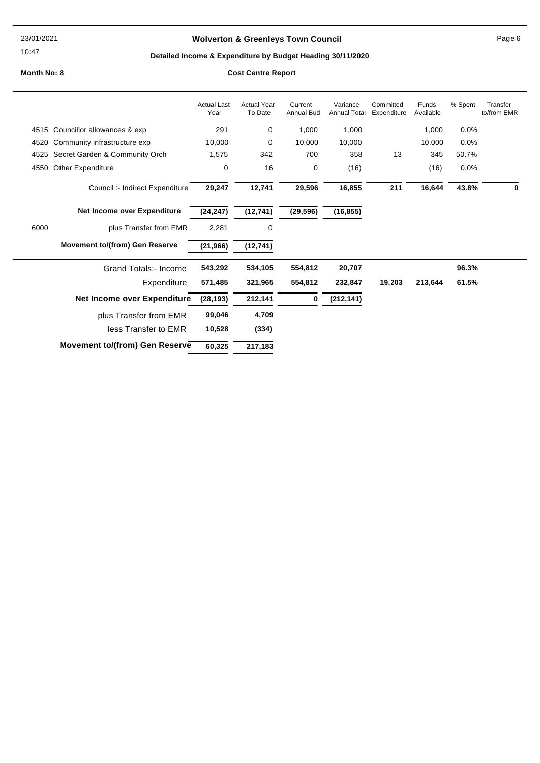23/01/2021

10:47

**Wolverton & Greenleys Town Council**

**Detailed Income & Expenditure by Budget Heading 30/11/2020**

**Month No: 8**

**Cost Centre Report**

| | | Actual Last Year | Actual Year To Date | Current Annual Bud | Variance Annual Total | Committed Expenditure | Funds Available | % Spent | Transfer to/from EMR |
|---|---|---|---|---|---|---|---|---|---|
| 4515 | Councillor allowances & exp | 291 | 0 | 1,000 | 1,000 | | 1,000 | 0.0% | |
| 4520 | Community infrastructure exp | 10,000 | 0 | 10,000 | 10,000 | | 10,000 | 0.0% | |
| 4525 | Secret Garden & Community Orch | 1,575 | 342 | 700 | 358 | 13 | 345 | 50.7% | |
| 4550 | Other Expenditure | 0 | 16 | 0 | (16) | | (16) | 0.0% | |
| | Council :- Indirect Expenditure | **29,247** | **12,741** | **29,596** | **16,855** | **211** | **16,644** | **43.8%** | **0** |
| | **Net Income over Expenditure** | **(24,247)** | **(12,741)** | **(29,596)** | **(16,855)** | | | | |
| 6000 | plus Transfer from EMR | 2,281 | 0 | | | | | | |
| | **Movement to/(from) Gen Reserve** | **(21,966)** | **(12,741)** | | | | | | |
| | Grand Totals:- Income | **543,292** | **534,105** | **554,812** | **20,707** | | | **96.3%** | |
| | Expenditure | **571,485** | **321,965** | **554,812** | **232,847** | **19,203** | **213,644** | **61.5%** | |
| | **Net Income over Expenditure** | **(28,193)** | **212,141** | **0** | **(212,141)** | | | | |
| | plus Transfer from EMR | **99,046** | **4,709** | | | | | | |
| | less Transfer to EMR | **10,528** | **(334)** | | | | | | |
| | **Movement to/(from) Gen Reserve** | **60,325** | **217,183** | | | | | | |